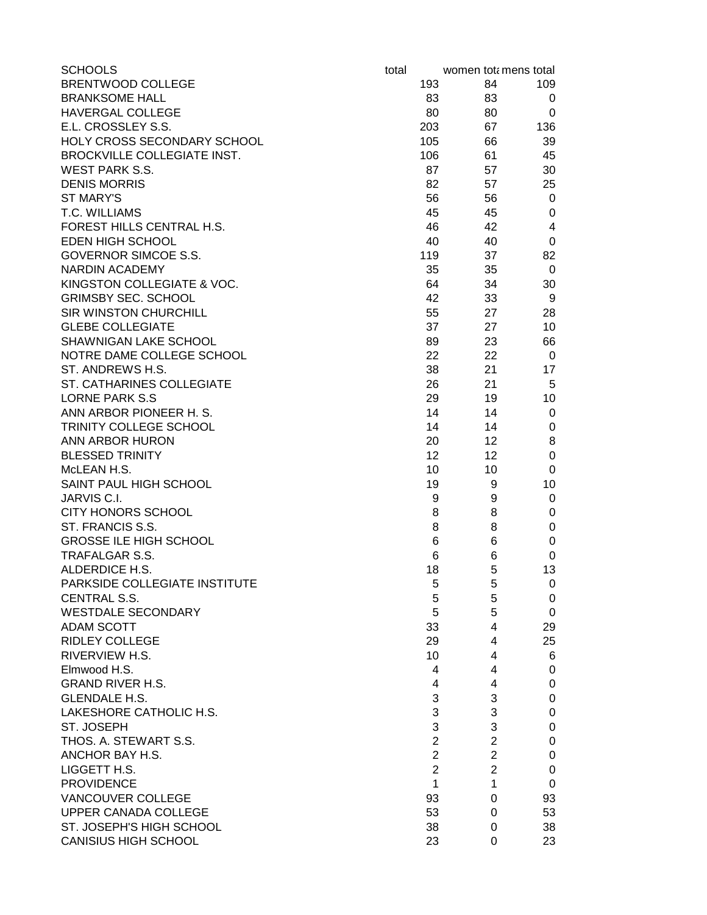| SCHOOLS | total | women tota | mens total |
|---|---|---|---|
| BRENTWOOD COLLEGE | 193 | 84 | 109 |
| BRANKSOME HALL | 83 | 83 | 0 |
| HAVERGAL COLLEGE | 80 | 80 | 0 |
| E.L. CROSSLEY S.S. | 203 | 67 | 136 |
| HOLY CROSS SECONDARY SCHOOL | 105 | 66 | 39 |
| BROCKVILLE COLLEGIATE INST. | 106 | 61 | 45 |
| WEST PARK S.S. | 87 | 57 | 30 |
| DENIS MORRIS | 82 | 57 | 25 |
| ST MARY'S | 56 | 56 | 0 |
| T.C. WILLIAMS | 45 | 45 | 0 |
| FOREST HILLS CENTRAL H.S. | 46 | 42 | 4 |
| EDEN HIGH SCHOOL | 40 | 40 | 0 |
| GOVERNOR SIMCOE S.S. | 119 | 37 | 82 |
| NARDIN ACADEMY | 35 | 35 | 0 |
| KINGSTON COLLEGIATE & VOC. | 64 | 34 | 30 |
| GRIMSBY SEC. SCHOOL | 42 | 33 | 9 |
| SIR WINSTON CHURCHILL | 55 | 27 | 28 |
| GLEBE COLLEGIATE | 37 | 27 | 10 |
| SHAWNIGAN LAKE SCHOOL | 89 | 23 | 66 |
| NOTRE DAME COLLEGE SCHOOL | 22 | 22 | 0 |
| ST. ANDREWS H.S. | 38 | 21 | 17 |
| ST. CATHARINES COLLEGIATE | 26 | 21 | 5 |
| LORNE PARK S.S | 29 | 19 | 10 |
| ANN ARBOR PIONEER H. S. | 14 | 14 | 0 |
| TRINITY COLLEGE SCHOOL | 14 | 14 | 0 |
| ANN ARBOR HURON | 20 | 12 | 8 |
| BLESSED TRINITY | 12 | 12 | 0 |
| McLEAN H.S. | 10 | 10 | 0 |
| SAINT PAUL HIGH SCHOOL | 19 | 9 | 10 |
| JARVIS C.I. | 9 | 9 | 0 |
| CITY HONORS SCHOOL | 8 | 8 | 0 |
| ST. FRANCIS S.S. | 8 | 8 | 0 |
| GROSSE ILE HIGH SCHOOL | 6 | 6 | 0 |
| TRAFALGAR S.S. | 6 | 6 | 0 |
| ALDERDICE H.S. | 18 | 5 | 13 |
| PARKSIDE COLLEGIATE INSTITUTE | 5 | 5 | 0 |
| CENTRAL S.S. | 5 | 5 | 0 |
| WESTDALE SECONDARY | 5 | 5 | 0 |
| ADAM SCOTT | 33 | 4 | 29 |
| RIDLEY COLLEGE | 29 | 4 | 25 |
| RIVERVIEW H.S. | 10 | 4 | 6 |
| Elmwood H.S. | 4 | 4 | 0 |
| GRAND RIVER H.S. | 4 | 4 | 0 |
| GLENDALE H.S. | 3 | 3 | 0 |
| LAKESHORE CATHOLIC H.S. | 3 | 3 | 0 |
| ST. JOSEPH | 3 | 3 | 0 |
| THOS. A. STEWART S.S. | 2 | 2 | 0 |
| ANCHOR BAY H.S. | 2 | 2 | 0 |
| LIGGETT H.S. | 2 | 2 | 0 |
| PROVIDENCE | 1 | 1 | 0 |
| VANCOUVER COLLEGE | 93 | 0 | 93 |
| UPPER CANADA COLLEGE | 53 | 0 | 53 |
| ST. JOSEPH'S HIGH SCHOOL | 38 | 0 | 38 |
| CANISIUS HIGH SCHOOL | 23 | 0 | 23 |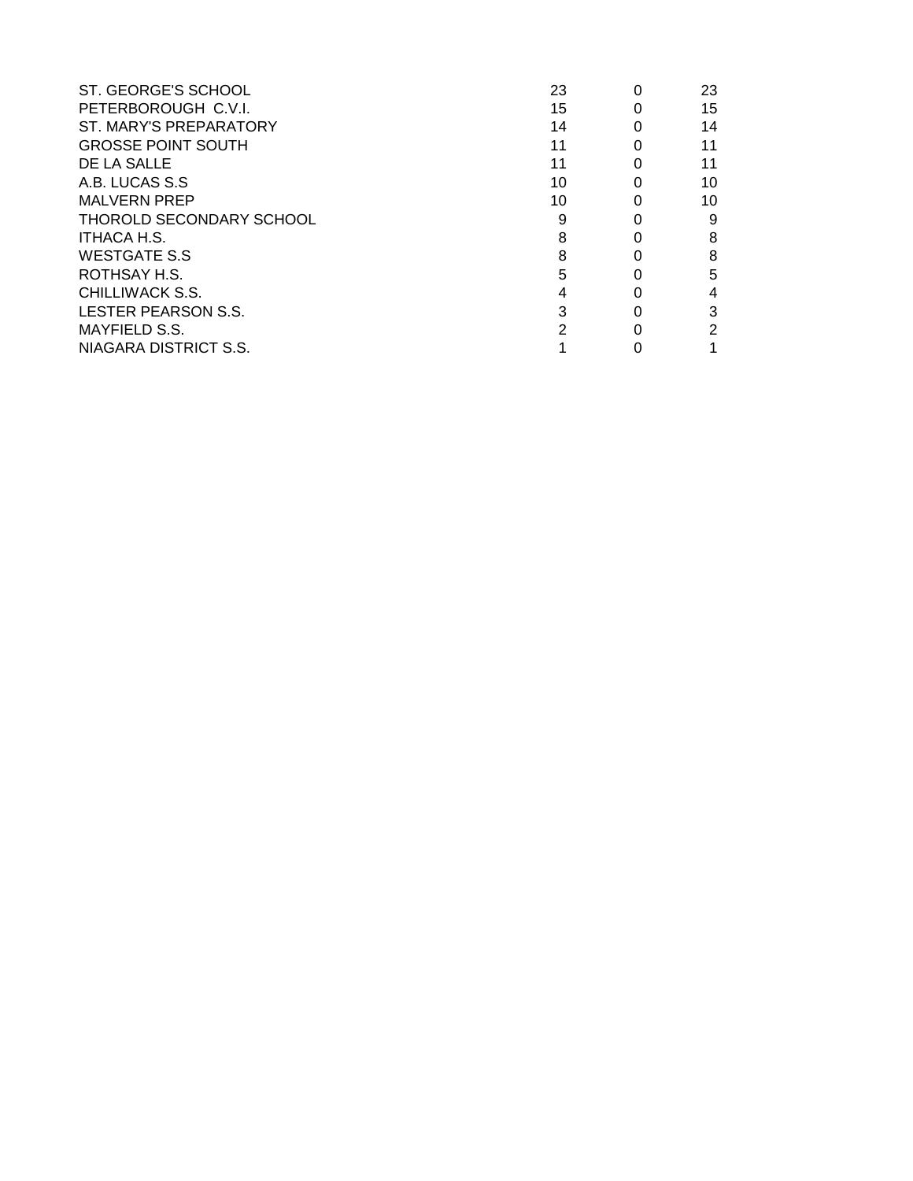| | | | |
|---|---|---|---|
| ST. GEORGE'S SCHOOL | 23 | 0 | 23 |
| PETERBOROUGH C.V.I. | 15 | 0 | 15 |
| ST. MARY'S PREPARATORY | 14 | 0 | 14 |
| GROSSE POINT SOUTH | 11 | 0 | 11 |
| DE LA SALLE | 11 | 0 | 11 |
| A.B. LUCAS S.S | 10 | 0 | 10 |
| MALVERN PREP | 10 | 0 | 10 |
| THOROLD SECONDARY SCHOOL | 9 | 0 | 9 |
| ITHACA H.S. | 8 | 0 | 8 |
| WESTGATE S.S | 8 | 0 | 8 |
| ROTHSAY H.S. | 5 | 0 | 5 |
| CHILLIWACK S.S. | 4 | 0 | 4 |
| LESTER PEARSON S.S. | 3 | 0 | 3 |
| MAYFIELD S.S. | 2 | 0 | 2 |
| NIAGARA DISTRICT S.S. | 1 | 0 | 1 |